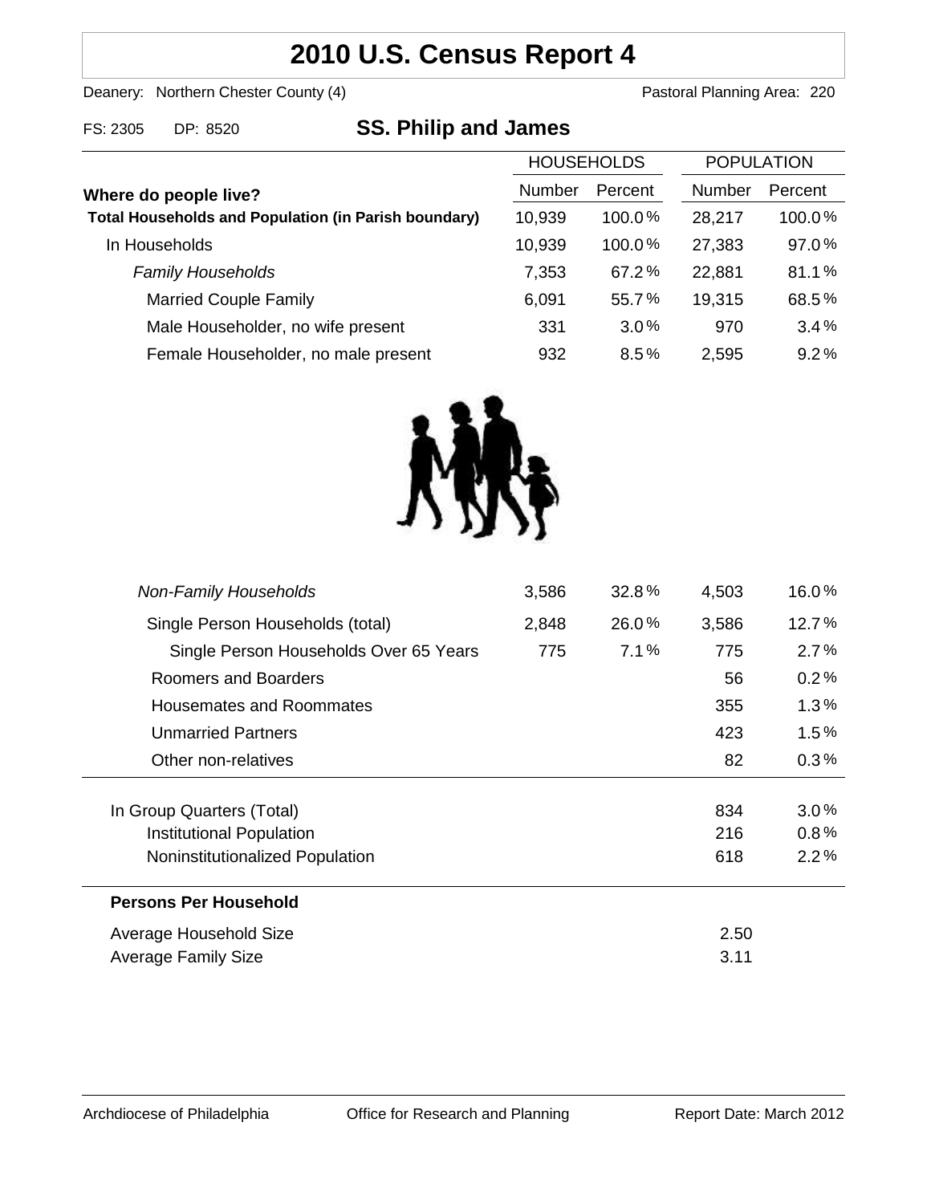# 2010 U.S. Census Report 4

Deanery: Northern Chester County (4) Pastoral Planning Area: 220

FS: 2305 DP: 8520

## SS. Philip and James

| Where do people live? | HOUSEHOLDS | | POPULATION | |
|---|---|---|---|---|
| | Number | Percent | Number | Percent |
| **Total Households and Population (in Parish boundary)** | 10,939 | 100.0% | 28,217 | 100.0% |
| In Households | 10,939 | 100.0% | 27,383 | 97.0% |
| *Family Households* | 7,353 | 67.2% | 22,881 | 81.1% |
| Married Couple Family | 6,091 | 55.7% | 19,315 | 68.5% |
| Male Householder, no wife present | 331 | 3.0% | 970 | 3.4% |
| Female Householder, no male present | 932 | 8.5% | 2,595 | 9.2% |
| *Non-Family Households* | 3,586 | 32.8% | 4,503 | 16.0% |
| Single Person Households (total) | 2,848 | 26.0% | 3,586 | 12.7% |
| Single Person Households Over 65 Years | 775 | 7.1% | 775 | 2.7% |
| Roomers and Boarders | | | 56 | 0.2% |
| Housemates and Roommates | | | 355 | 1.3% |
| Unmarried Partners | | | 423 | 1.5% |
| Other non-relatives | | | 82 | 0.3% |
| In Group Quarters (Total) | | | 834 | 3.0% |
| Institutional Population | | | 216 | 0.8% |
| Noninstitutionalized Population | | | 618 | 2.2% |

**Persons Per Household**

| | |
|---|---|
| Average Household Size | 2.50 |
| Average Family Size | 3.11 |

Archdiocese of Philadelphia Office for Research and Planning Report Date: March 2012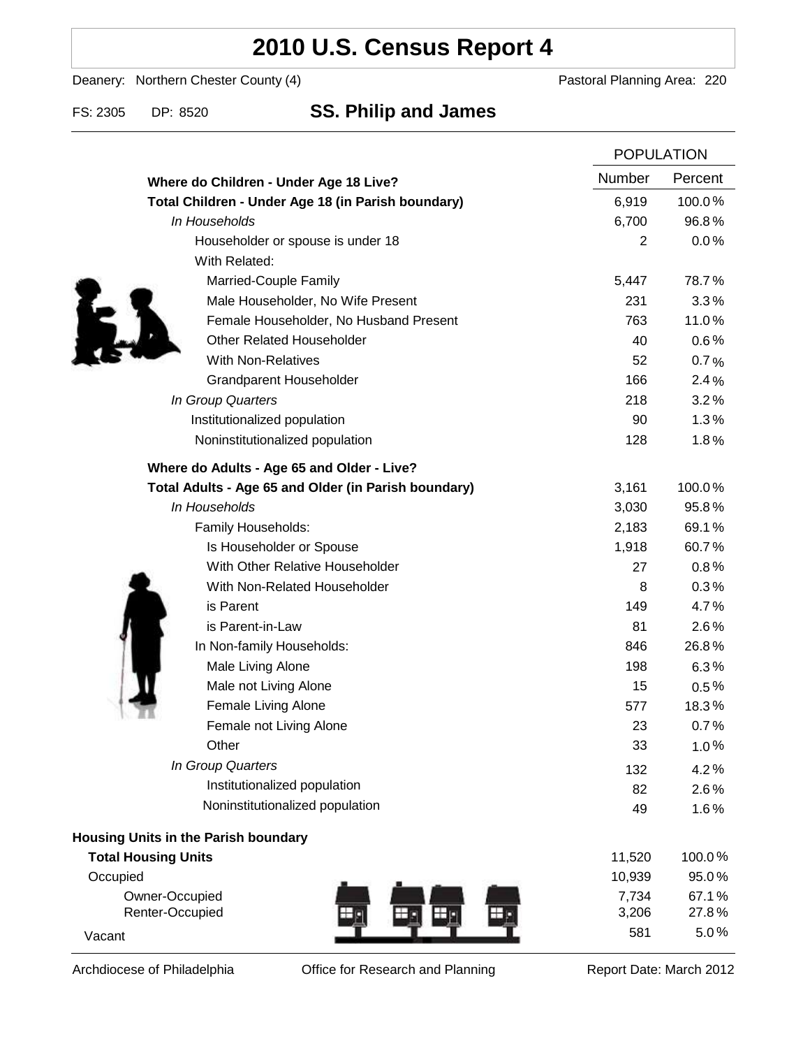# 2010 U.S. Census Report 4

Deanery: Northern Chester County (4) Pastoral Planning Area: 220

FS: 2305 DP: 8520

## SS. Philip and James

| | POPULATION | |
|---|---|---|
| **Where do Children - Under Age 18 Live?** | Number | Percent |
| **Total Children - Under Age 18 (in Parish boundary)** | 6,919 | 100.0% |
| *In Households* | 6,700 | 96.8% |
| Householder or spouse is under 18 | 2 | 0.0% |
| With Related: | | |
| Married-Couple Family | 5,447 | 78.7% |
| Male Householder, No Wife Present | 231 | 3.3% |
| Female Householder, No Husband Present | 763 | 11.0% |
| Other Related Householder | 40 | 0.6% |
| With Non-Relatives | 52 | 0.7% |
| Grandparent Householder | 166 | 2.4% |
| *In Group Quarters* | 218 | 3.2% |
| Institutionalized population | 90 | 1.3% |
| Noninstitutionalized population | 128 | 1.8% |
| **Where do Adults - Age 65 and Older - Live?** | | |
| **Total Adults - Age 65 and Older (in Parish boundary)** | 3,161 | 100.0% |
| *In Households* | 3,030 | 95.8% |
| Family Households: | 2,183 | 69.1% |
| Is Householder or Spouse | 1,918 | 60.7% |
| With Other Relative Householder | 27 | 0.8% |
| With Non-Related Householder | 8 | 0.3% |
| is Parent | 149 | 4.7% |
| is Parent-in-Law | 81 | 2.6% |
| In Non-family Households: | 846 | 26.8% |
| Male Living Alone | 198 | 6.3% |
| Male not Living Alone | 15 | 0.5% |
| Female Living Alone | 577 | 18.3% |
| Female not Living Alone | 23 | 0.7% |
| Other | 33 | 1.0% |
| *In Group Quarters* | 132 | 4.2% |
| Institutionalized population | 82 | 2.6% |
| Noninstitutionalized population | 49 | 1.6% |

| **Housing Units in the Parish boundary** | | |
|---|---|---|
| **Total Housing Units** | 11,520 | 100.0% |
| Occupied | 10,939 | 95.0% |
| Owner-Occupied | 7,734 | 67.1% |
| Renter-Occupied | 3,206 | 27.8% |
| Vacant | 581 | 5.0% |

Archdiocese of Philadelphia Office for Research and Planning Report Date: March 2012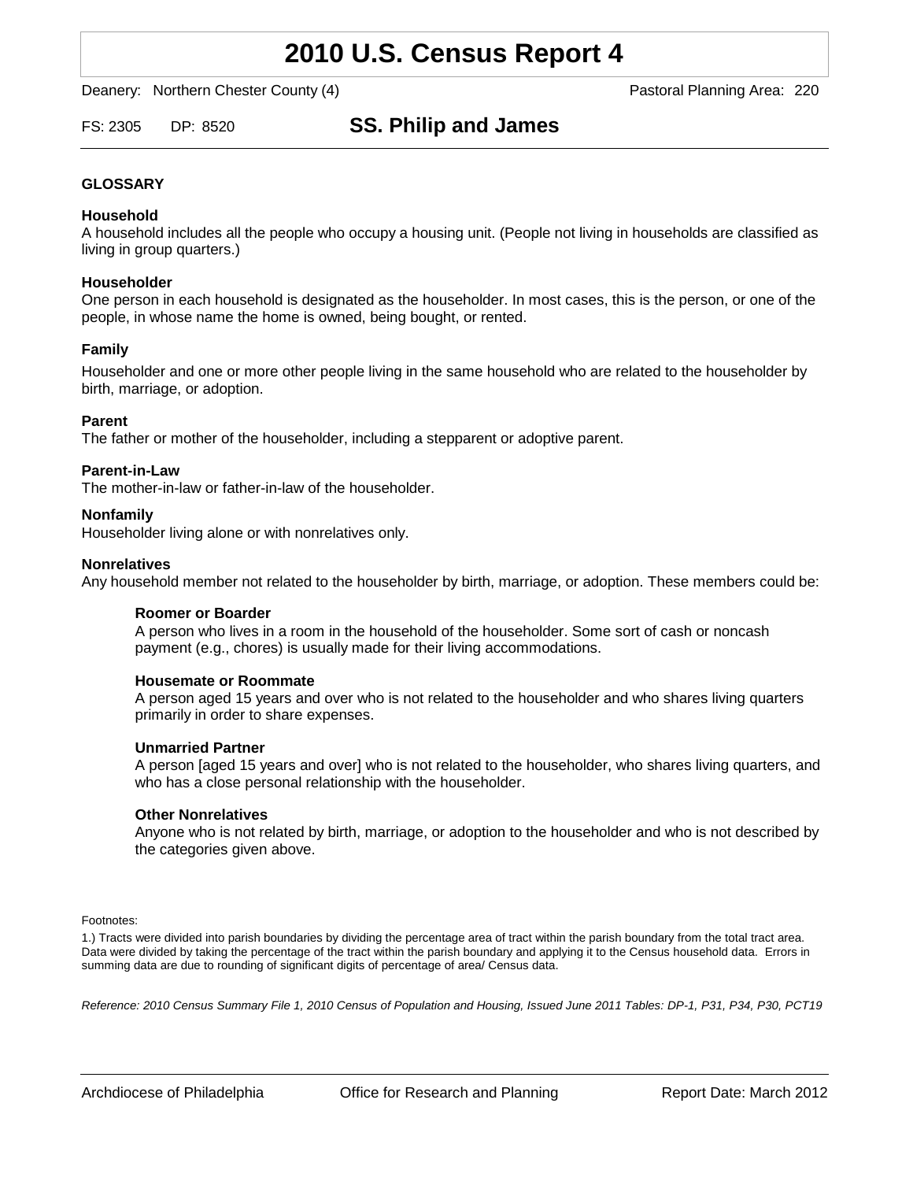# 2010 U.S. Census Report 4

Deanery: Northern Chester County (4) Pastoral Planning Area: 220

FS: 2305 DP: 8520

## SS. Philip and James

### GLOSSARY

**Household**
A household includes all the people who occupy a housing unit. (People not living in households are classified as living in group quarters.)

**Householder**
One person in each household is designated as the householder. In most cases, this is the person, or one of the people, in whose name the home is owned, being bought, or rented.

**Family**
Householder and one or more other people living in the same household who are related to the householder by birth, marriage, or adoption.

**Parent**
The father or mother of the householder, including a stepparent or adoptive parent.

**Parent-in-Law**
The mother-in-law or father-in-law of the householder.

**Nonfamily**
Householder living alone or with nonrelatives only.

**Nonrelatives**
Any household member not related to the householder by birth, marriage, or adoption. These members could be:

> **Roomer or Boarder**
> A person who lives in a room in the household of the householder. Some sort of cash or noncash payment (e.g., chores) is usually made for their living accommodations.
>
> **Housemate or Roommate**
> A person aged 15 years and over who is not related to the householder and who shares living quarters primarily in order to share expenses.
>
> **Unmarried Partner**
> A person [aged 15 years and over] who is not related to the householder, who shares living quarters, and who has a close personal relationship with the householder.
>
> **Other Nonrelatives**
> Anyone who is not related by birth, marriage, or adoption to the householder and who is not described by the categories given above.

Footnotes:

1.) Tracts were divided into parish boundaries by dividing the percentage area of tract within the parish boundary from the total tract area. Data were divided by taking the percentage of the tract within the parish boundary and applying it to the Census household data. Errors in summing data are due to rounding of significant digits of percentage of area/ Census data.

*Reference: 2010 Census Summary File 1, 2010 Census of Population and Housing, Issued June 2011 Tables: DP-1, P31, P34, P30, PCT19*

Archdiocese of Philadelphia Office for Research and Planning Report Date: March 2012